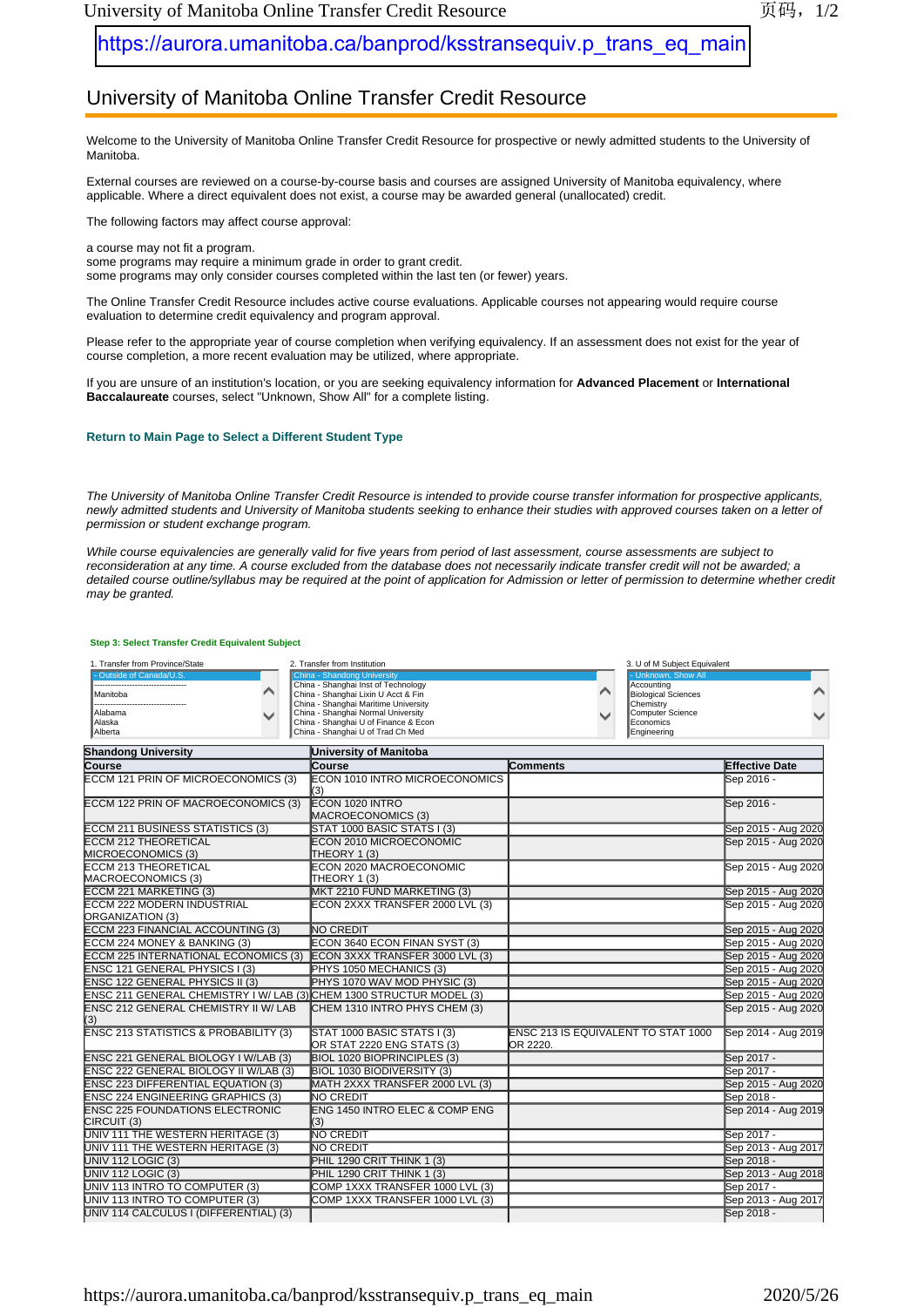https://aurora.umanitoba.ca/banprod/ksstransequiv.p_trans_eq_main

# University of Manitoba Online Transfer Credit Resource

Welcome to the University of Manitoba Online Transfer Credit Resource for prospective or newly admitted students to the University of Manitoba.

External courses are reviewed on a course-by-course basis and courses are assigned University of Manitoba equivalency, where applicable. Where a direct equivalent does not exist, a course may be awarded general (unallocated) credit.

The following factors may affect course approval:

a course may not fit a program.
some programs may require a minimum grade in order to grant credit.
some programs may only consider courses completed within the last ten (or fewer) years.

The Online Transfer Credit Resource includes active course evaluations. Applicable courses not appearing would require course evaluation to determine credit equivalency and program approval.

Please refer to the appropriate year of course completion when verifying equivalency. If an assessment does not exist for the year of course completion, a more recent evaluation may be utilized, where appropriate.

If you are unsure of an institution's location, or you are seeking equivalency information for **Advanced Placement** or **International Baccalaureate** courses, select "Unknown, Show All" for a complete listing.

**Return to Main Page to Select a Different Student Type**

*The University of Manitoba Online Transfer Credit Resource is intended to provide course transfer information for prospective applicants, newly admitted students and University of Manitoba students seeking to enhance their studies with approved courses taken on a letter of permission or student exchange program.*

*While course equivalencies are generally valid for five years from period of last assessment, course assessments are subject to reconsideration at any time. A course excluded from the database does not necessarily indicate transfer credit will not be awarded; a detailed course outline/syllabus may be required at the point of application for Admission or letter of permission to determine whether credit may be granted.*

**Step 3: Select Transfer Credit Equivalent Subject**

1. Transfer from Province/State: - Outside of Canada/U.S. | ------------------------ | Manitoba | ------------------------ | Alabama | Alaska | Alberta

2. Transfer from Institution: China - Shandong University | China - Shanghai Inst of Technology | China - Shanghai Lixin U Acct & Fin | China - Shanghai Maritime University | China - Shanghai Normal University | China - Shanghai U of Finance & Econ | China - Shanghai U of Trad Ch Med

3. U of M Subject Equivalent: - Unknown, Show All | Accounting | Biological Sciences | Chemistry | Computer Science | Economics | Engineering

| Shandong University | University of Manitoba | | |
|---|---|---|---|
| **Course** | **Course** | **Comments** | **Effective Date** |
| ECCM 121 PRIN OF MICROECONOMICS (3) | ECON 1010 INTRO MICROECONOMICS (3) | | Sep 2016 - |
| ECCM 122 PRIN OF MACROECONOMICS (3) | ECON 1020 INTRO MACROECONOMICS (3) | | Sep 2016 - |
| ECCM 211 BUSINESS STATISTICS (3) | STAT 1000 BASIC STATS I (3) | | Sep 2015 - Aug 2020 |
| ECCM 212 THEORETICAL MICROECONOMICS (3) | ECON 2010 MICROECONOMIC THEORY 1 (3) | | Sep 2015 - Aug 2020 |
| ECCM 213 THEORETICAL MACROECONOMICS (3) | ECON 2020 MACROECONOMIC THEORY 1 (3) | | Sep 2015 - Aug 2020 |
| ECCM 221 MARKETING (3) | MKT 2210 FUND MARKETING (3) | | Sep 2015 - Aug 2020 |
| ECCM 222 MODERN INDUSTRIAL ORGANIZATION (3) | ECON 2XXX TRANSFER 2000 LVL (3) | | Sep 2015 - Aug 2020 |
| ECCM 223 FINANCIAL ACCOUNTING (3) | NO CREDIT | | Sep 2015 - Aug 2020 |
| ECCM 224 MONEY & BANKING (3) | ECON 3640 ECON FINAN SYST (3) | | Sep 2015 - Aug 2020 |
| ECCM 225 INTERNATIONAL ECONOMICS (3) | ECON 3XXX TRANSFER 3000 LVL (3) | | Sep 2015 - Aug 2020 |
| ENSC 121 GENERAL PHYSICS I (3) | PHYS 1050 MECHANICS (3) | | Sep 2015 - Aug 2020 |
| ENSC 122 GENERAL PHYSICS II (3) | PHYS 1070 WAV MOD PHYSIC (3) | | Sep 2015 - Aug 2020 |
| ENSC 211 GENERAL CHEMISTRY I W/ LAB (3) | CHEM 1300 STRUCTUR MODEL (3) | | Sep 2015 - Aug 2020 |
| ENSC 212 GENERAL CHEMISTRY II W/ LAB (3) | CHEM 1310 PHYS CHEM (3) | | Sep 2015 - Aug 2020 |
| ENSC 213 STATISTICS & PROBABILITY (3) | STAT 1000 BASIC STATS I (3) OR STAT 2220 ENG STATS (3) | ENSC 213 IS EQUIVALENT TO STAT 1000 OR 2220. | Sep 2014 - Aug 2019 |
| ENSC 221 GENERAL BIOLOGY I W/LAB (3) | BIOL 1020 BIOPRINCIPLES (3) | | Sep 2017 - |
| ENSC 222 GENERAL BIOLOGY II W/LAB (3) | BIOL 1030 BIODIVERSITY (3) | | Sep 2017 - |
| ENSC 223 DIFFERENTIAL EQUATION (3) | MATH 2XXX TRANSFER 2000 LVL (3) | | Sep 2015 - Aug 2020 |
| ENSC 224 ENGINEERING GRAPHICS (3) | NO CREDIT | | Sep 2018 - |
| ENSC 225 FOUNDATIONS ELECTRONIC CIRCUIT (3) | ENG 1450 INTRO ELEC & COMP ENG (3) | | Sep 2014 - Aug 2019 |
| UNIV 111 THE WESTERN HERITAGE (3) | NO CREDIT | | Sep 2017 - |
| UNIV 111 THE WESTERN HERITAGE (3) | NO CREDIT | | Sep 2013 - Aug 2017 |
| UNIV 112 LOGIC (3) | PHIL 1290 CRIT THINK 1 (3) | | Sep 2018 - |
| UNIV 112 LOGIC (3) | PHIL 1290 CRIT THINK 1 (3) | | Sep 2013 - Aug 2018 |
| UNIV 113 INTRO TO COMPUTER (3) | COMP 1XXX TRANSFER 1000 LVL (3) | | Sep 2017 - |
| UNIV 113 INTRO TO COMPUTER (3) | COMP 1XXX TRANSFER 1000 LVL (3) | | Sep 2013 - Aug 2017 |
| UNIV 114 CALCULUS I (DIFFERENTIAL) (3) | | | Sep 2018 - |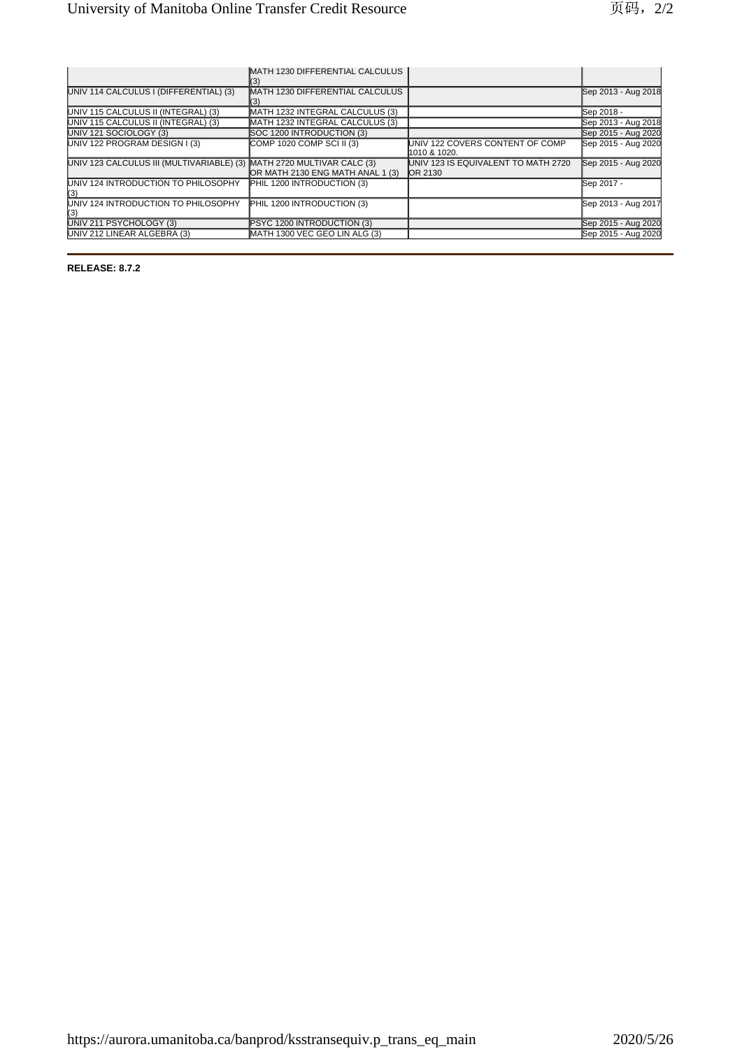| | | | |
|---|---|---|---|
| | MATH 1230 DIFFERENTIAL CALCULUS (3) | | |
| UNIV 114 CALCULUS I (DIFFERENTIAL) (3) | MATH 1230 DIFFERENTIAL CALCULUS (3) | | Sep 2013 - Aug 2018 |
| UNIV 115 CALCULUS II (INTEGRAL) (3) | MATH 1232 INTEGRAL CALCULUS (3) | | Sep 2018 - |
| UNIV 115 CALCULUS II (INTEGRAL) (3) | MATH 1232 INTEGRAL CALCULUS (3) | | Sep 2013 - Aug 2018 |
| UNIV 121 SOCIOLOGY (3) | SOC 1200 INTRODUCTION (3) | | Sep 2015 - Aug 2020 |
| UNIV 122 PROGRAM DESIGN I (3) | COMP 1020 COMP SCI II (3) | UNIV 122 COVERS CONTENT OF COMP 1010 & 1020. | Sep 2015 - Aug 2020 |
| UNIV 123 CALCULUS III (MULTIVARIABLE) (3) | MATH 2720 MULTIVAR CALC (3) OR MATH 2130 ENG MATH ANAL 1 (3) | UNIV 123 IS EQUIVALENT TO MATH 2720 OR 2130 | Sep 2015 - Aug 2020 |
| UNIV 124 INTRODUCTION TO PHILOSOPHY (3) | PHIL 1200 INTRODUCTION (3) | | Sep 2017 - |
| UNIV 124 INTRODUCTION TO PHILOSOPHY (3) | PHIL 1200 INTRODUCTION (3) | | Sep 2013 - Aug 2017 |
| UNIV 211 PSYCHOLOGY (3) | PSYC 1200 INTRODUCTION (3) | | Sep 2015 - Aug 2020 |
| UNIV 212 LINEAR ALGEBRA (3) | MATH 1300 VEC GEO LIN ALG (3) | | Sep 2015 - Aug 2020 |

**RELEASE: 8.7.2**